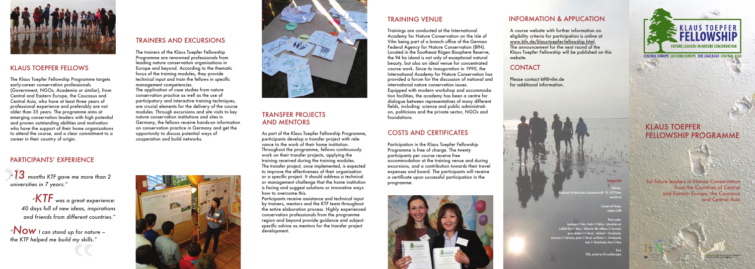## KLAUS TOEPFER FELLOWS

The Klaus Toepfer Fellowship Programme targets early-career conservation professionals (Government, NGOs, Academia or similar), from Central and Eastern Europe, the Caucasus and Central Asia, who have at least three years of professional experience and preferably are not older than 35 years. The programme aims at emerging conservation leaders with high potential and proven outstanding abilities and motivation who have the support of their home organizations to attend the course, and a clear commitment to a career in their country of origin.

## PARTICIPANTS' EXPERIENCE

*"13 months KTF gave me more than 2 universities in 7 years."*

*"KTF was a great experience: 40 days full of new ideas, inspirations and friends from different countries."*

*"Now I can stand up for nature – the KTF helped me build my skills."*

## TRAINERS AND EXCURSIONS

The trainers of the Klaus Toepfer Fellowship Programme are renowned professionals from leading nature conservation organisations in Europe and beyond. According to the thematic focus of the training modules, they provide technical input and train the fellows in specific management competencies.

The application of case studies from nature conservation practice as well as the use of participatory and interactive training techniques, are crucial elements for the delivery of the course modules. Through excursions and site visits to key nature conservation institutions and sites in Germany, the fellows receive hands-on information on conservation practice in Germany and get the opportunity to discuss potential ways of cooperation and build networks.

## TRANSFER PROJECTS AND MENTORS

As part of the Klaus Toepfer Fellowship Programme, participants develop a transfer project with relevance to the work of their home institution. Throughout the programme, fellows continuously work on their transfer projects, applying the training received during the training modules. The transfer project, once implemented, is expected to improve the effectiveness of their organisation or a specific project. It should address a technical or management challenge that the home institution is facing and suggest solutions or innovative ways how to overcome this.

Participants receive assistance and technical input by trainers, mentors and the KTF team throughout the entire elaboration process. Highly experienced conservation professionals from the programme region and beyond provide guidance and subject-specific advice as mentors for the transfer project development.

## TRAINING VENUE

Trainings are conducted at the International Academy for Nature Conservation on the Isle of Vilm being part of a branch office of the German Federal Agency for Nature Conservation (BfN). Located in the Southeast Rügen Biosphere Reserve, the 94 ha island is not only of exceptional natural beauty, but also an ideal venue for concentrated course work. Since its inauguration in 1990, the International Academy for Nature Conservation has provided a forum for the discussion of national and international nature conservation issues. Equipped with modern workshop and accommodation facilities, the academy has been a centre for dialogue between representatives of many different fields, including: science and public administration, politicians and the private sector, NGOs and foundations.

## COSTS AND CERTIFICATES

Participation in the Klaus Toepfer Fellowship Programme is free of charge. The twenty participants per course receive free accommodation at the training venue and during excursions, and a contribution towards their travel expenses and board. The participants will receive a certificate upon successful participation in the programme.

## INFORMATION & APPLICATION

A course website with further information on eligibility criteria for participation is online at www.bfn.de/klaus-toepfer-fellowship.html. The announcement for the next round of the Klaus Toepfer Fellowship will be published on this website.

## CONTACT

Please contact ktf@vilm.de for additional information.

**Imprint**

Publisher:
Bundesamt für Naturschutz, Konstantinstraße 110, 53179 Bonn
www.bfn.de

Concept and Design:
adelphi & BfN

Photo credits:
landscape © Dina Töpfer © Köhler / photothek.net; Loffield Vilm © Khan / Bildarchiv Vilm; UNBiome © Gorniceki; group module 4 © Bernd; ; tideland © Okolobanka; discussion © Gorniceki, poster © Bernd; certificates © Yermekyenok; back © Okolobanka; front © Noor

Print:
2016, printed on FSC-certified paper

# KLAUS TOEPFER FELLOWSHIP PROGRAMME

for future leaders in Nature Conservation from the Countries of Central and Eastern Europe, the Caucasus and Central Asia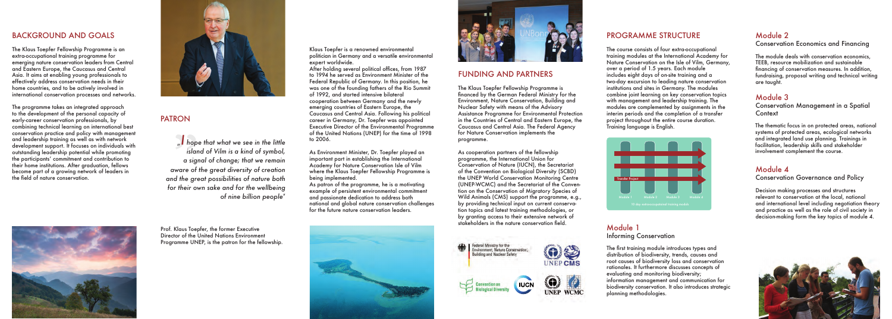## BACKGROUND AND GOALS

The Klaus Toepfer Fellowship Programme is an extra-occupational training programme for emerging nature conservation leaders from Central and Eastern Europe, the Caucasus and Central Asia. It aims at enabling young professionals to effectively address conservation needs in their home countries, and to be actively involved in international conservation processes and networks.

The programme takes an integrated approach to the development of the personal capacity of early-career conservation professionals, by combining technical learning on international best conservation practice and policy with management and leadership training as well as with network development support. It focuses on individuals with outstanding leadership potential while promoting the participants' commitment and contribution to their home institutions. After graduation, fellows become part of a growing network of leaders in the field of nature conservation.

## PATRON

*„I hope that what we see in the little island of Vilm is a kind of symbol, a signal of change; that we remain aware of the great diversity of creation and the great possibilities of nature both for their own sake and for the wellbeing of nine billion people"*

Prof. Klaus Toepfer, the former Executive Director of the United Nations Environment Programme UNEP, is the patron for the fellowship.

Klaus Toepfer is a renowned environmental politician in Germany and a versatile environmental expert worldwide.
After holding several political offices, from 1987 to 1994 he served as Environment Minister of the Federal Republic of Germany. In this position, he was one of the founding fathers of the Rio Summit of 1992, and started intensive bilateral cooperation between Germany and the newly emerging countries of Eastern Europe, the Caucasus and Central Asia. Following his political career in Germany, Dr. Toepfer was appointed Executive Director of the Environmental Programme of the United Nations (UNEP) for the time of 1998 to 2006.

As Environment Minister, Dr. Toepfer played an important part in establishing the International Academy for Nature Conservation Isle of Vilm where the Klaus Toepfer Fellowship Programme is being implemented.
As patron of the programme, he is a motivating example of persistent environmental commitment and passionate dedication to address both national and global nature conservation challenges for the future nature conservation leaders.

## FUNDING AND PARTNERS

The Klaus Toepfer Fellowship Programme is financed by the German Federal Ministry for the Environment, Nature Conservation, Building and Nuclear Safety with means of the Advisory Assistance Programme for Environmental Protection in the Countries of Central and Eastern Europe, the Caucasus and Central Asia. The Federal Agency for Nature Conservation implements the programme.

As cooperation partners of the fellowship programme, the International Union for Conservation of Nature (IUCN), the Secretariat of the Convention on Biological Diversity (SCBD) the UNEP World Conservation Monitoring Centre (UNEP-WCMC) and the Secretariat of the Convention on the Conservation of Migratory Species of Wild Animals (CMS) support the programme, e.g., by providing technical input on current conservation topics and latest training methodologies, or by granting access to their extensive network of stakeholders in the nature conservation field.

Federal Ministry for the Environment, Nature Conservation, Building and Nuclear Safety

UNEP CMS

Convention on Biological Diversity

IUCN

UNEP WCMC

## PROGRAMME STRUCTURE

The course consists of four extra-occupational training modules at the International Academy for Nature Conservation on the Isle of Vilm, Germany, over a period of 1.5 years. Each module includes eight days of on-site training and a two-day excursion to leading nature conservation institutions and sites in Germany. The modules combine joint learning on key conservation topics with management and leadership training. The modules are complemented by assignments in the interim periods and the completion of a transfer project throughout the entire course duration. Training language is English.

Transfer Project

Module 1 Module 2 Module 3 Module 4

10 day extra-occupational training module

## Module 1
### Informing Conservation

The first training module introduces types and distribution of biodiversity, trends, causes and root causes of biodiversity loss and conservation rationales. It furthermore discusses concepts of evaluating and monitoring biodiversity; information management and communication for biodiversity conservation. It also introduces strategic planning methodologies.

## Module 2
### Conservation Economics and Financing

The module deals with conservation economics, TEEB, resource mobilization and sustainable financing of conservation measures. In addition, fundraising, proposal writing and technical writing are taught.

## Module 3
### Conservation Management in a Spatial Context

The thematic focus in on protected areas, national systems of protected areas, ecological networks and integrated land use planning. Trainings in facilitation, leadership skills and stakeholder involvement complement the course.

## Module 4
### Conservation Governance and Policy

Decision making processes and structures relevant to conservation at the local, national and international level including negotiation theory and practice as well as the role of civil society in decision-making form the key topics of module 4.